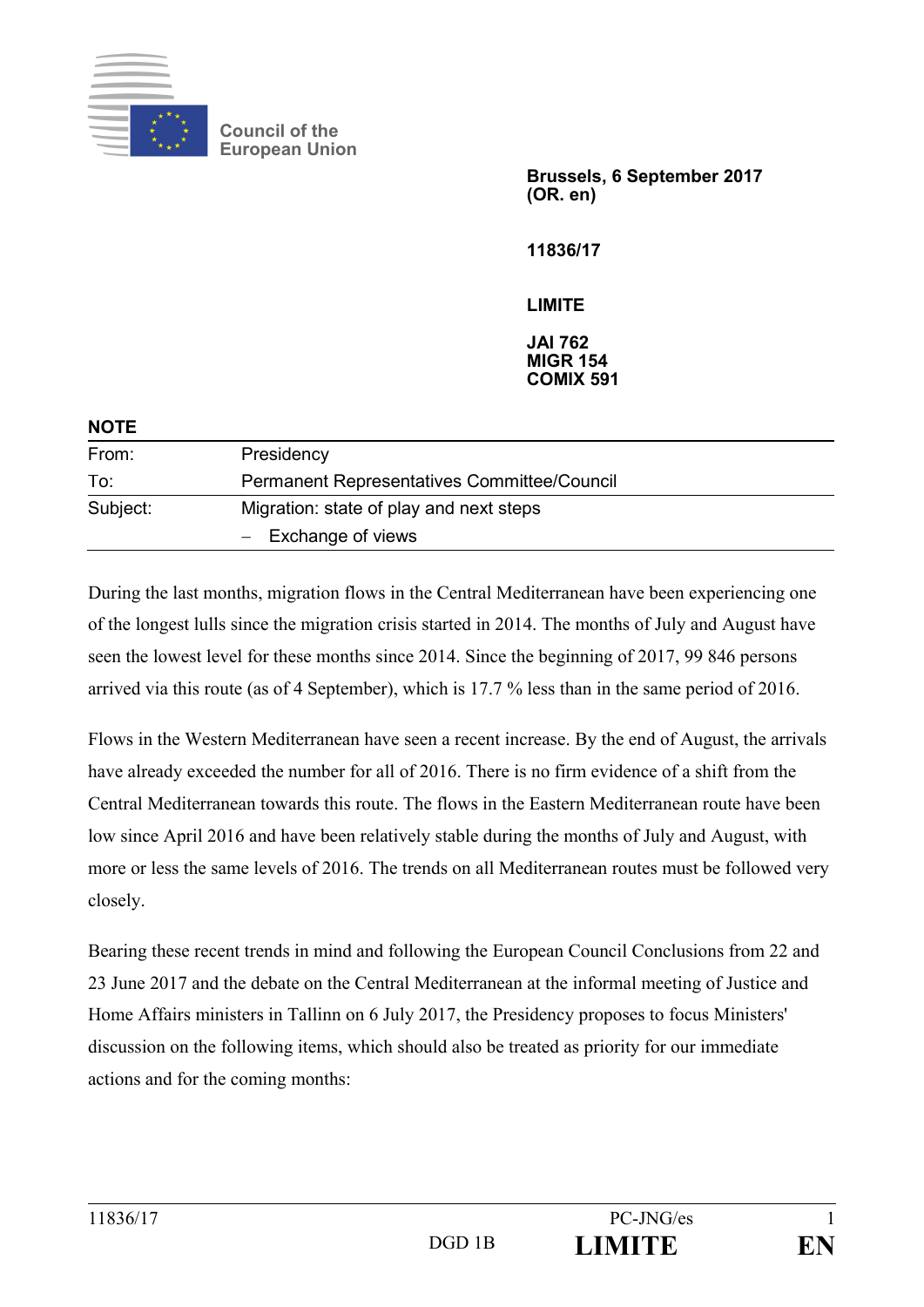Council of the
European Union

**Brussels, 6 September 2017**
**(OR. en)**

**11836/17**

**LIMITE**

**JAI 762**
**MIGR 154**
**COMIX 591**

**NOTE**

| | |
|---|---|
| From: | Presidency |
| To: | Permanent Representatives Committee/Council |
| Subject: | Migration: state of play and next steps |
| | – Exchange of views |

During the last months, migration flows in the Central Mediterranean have been experiencing one of the longest lulls since the migration crisis started in 2014. The months of July and August have seen the lowest level for these months since 2014. Since the beginning of 2017, 99 846 persons arrived via this route (as of 4 September), which is 17.7 % less than in the same period of 2016.

Flows in the Western Mediterranean have seen a recent increase. By the end of August, the arrivals have already exceeded the number for all of 2016. There is no firm evidence of a shift from the Central Mediterranean towards this route. The flows in the Eastern Mediterranean route have been low since April 2016 and have been relatively stable during the months of July and August, with more or less the same levels of 2016. The trends on all Mediterranean routes must be followed very closely.

Bearing these recent trends in mind and following the European Council Conclusions from 22 and 23 June 2017 and the debate on the Central Mediterranean at the informal meeting of Justice and Home Affairs ministers in Tallinn on 6 July 2017, the Presidency proposes to focus Ministers' discussion on the following items, which should also be treated as priority for our immediate actions and for the coming months: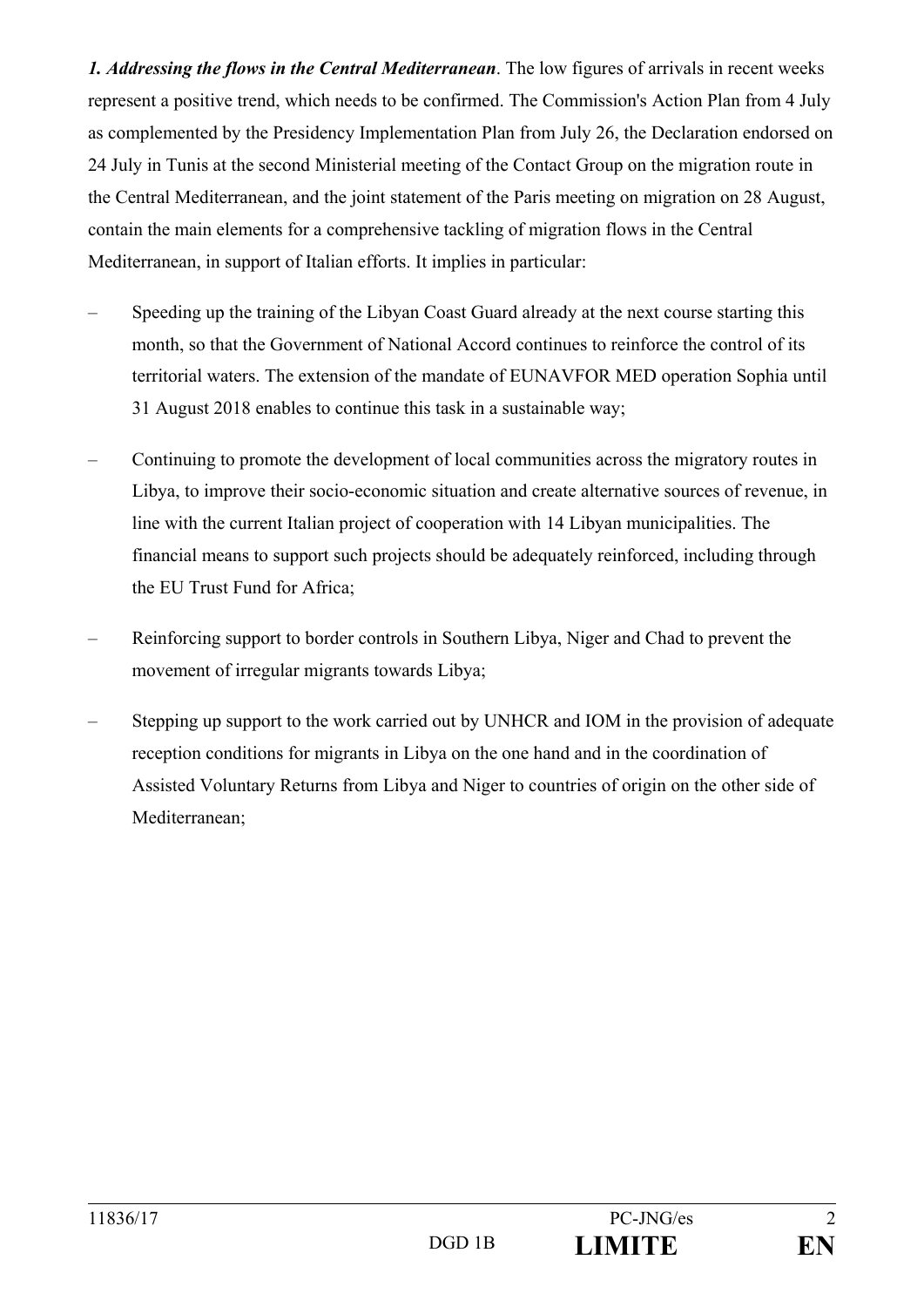***1. Addressing the flows in the Central Mediterranean***. The low figures of arrivals in recent weeks represent a positive trend, which needs to be confirmed. The Commission's Action Plan from 4 July as complemented by the Presidency Implementation Plan from July 26, the Declaration endorsed on 24 July in Tunis at the second Ministerial meeting of the Contact Group on the migration route in the Central Mediterranean, and the joint statement of the Paris meeting on migration on 28 August, contain the main elements for a comprehensive tackling of migration flows in the Central Mediterranean, in support of Italian efforts. It implies in particular:

– Speeding up the training of the Libyan Coast Guard already at the next course starting this month, so that the Government of National Accord continues to reinforce the control of its territorial waters. The extension of the mandate of EUNAVFOR MED operation Sophia until 31 August 2018 enables to continue this task in a sustainable way;

– Continuing to promote the development of local communities across the migratory routes in Libya, to improve their socio-economic situation and create alternative sources of revenue, in line with the current Italian project of cooperation with 14 Libyan municipalities. The financial means to support such projects should be adequately reinforced, including through the EU Trust Fund for Africa;

– Reinforcing support to border controls in Southern Libya, Niger and Chad to prevent the movement of irregular migrants towards Libya;

– Stepping up support to the work carried out by UNHCR and IOM in the provision of adequate reception conditions for migrants in Libya on the one hand and in the coordination of Assisted Voluntary Returns from Libya and Niger to countries of origin on the other side of Mediterranean;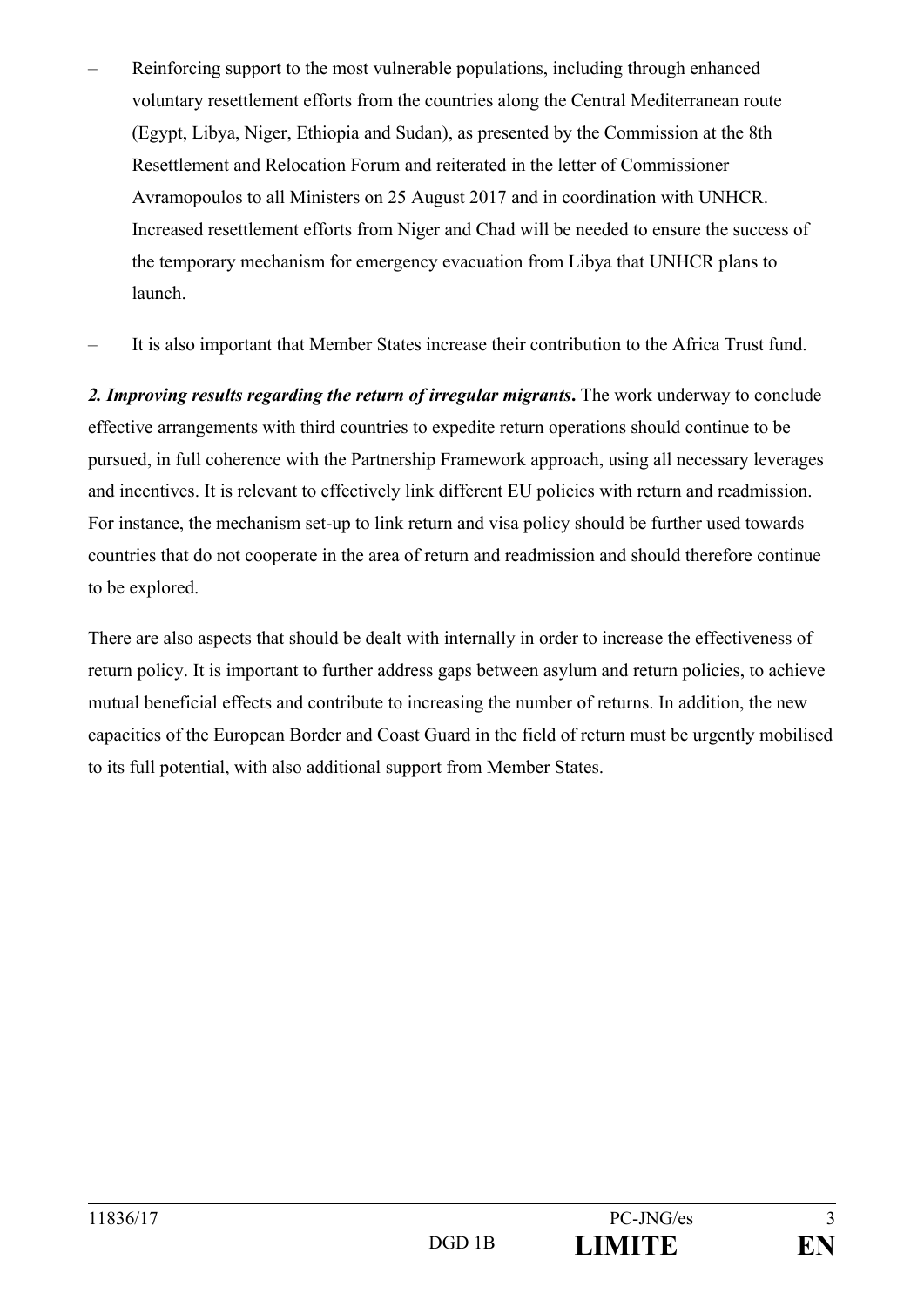- Reinforcing support to the most vulnerable populations, including through enhanced voluntary resettlement efforts from the countries along the Central Mediterranean route (Egypt, Libya, Niger, Ethiopia and Sudan), as presented by the Commission at the 8th Resettlement and Relocation Forum and reiterated in the letter of Commissioner Avramopoulos to all Ministers on 25 August 2017 and in coordination with UNHCR. Increased resettlement efforts from Niger and Chad will be needed to ensure the success of the temporary mechanism for emergency evacuation from Libya that UNHCR plans to launch.
- It is also important that Member States increase their contribution to the Africa Trust fund.

***2. Improving results regarding the return of irregular migrants*.** The work underway to conclude effective arrangements with third countries to expedite return operations should continue to be pursued, in full coherence with the Partnership Framework approach, using all necessary leverages and incentives. It is relevant to effectively link different EU policies with return and readmission. For instance, the mechanism set-up to link return and visa policy should be further used towards countries that do not cooperate in the area of return and readmission and should therefore continue to be explored.

There are also aspects that should be dealt with internally in order to increase the effectiveness of return policy. It is important to further address gaps between asylum and return policies, to achieve mutual beneficial effects and contribute to increasing the number of returns. In addition, the new capacities of the European Border and Coast Guard in the field of return must be urgently mobilised to its full potential, with also additional support from Member States.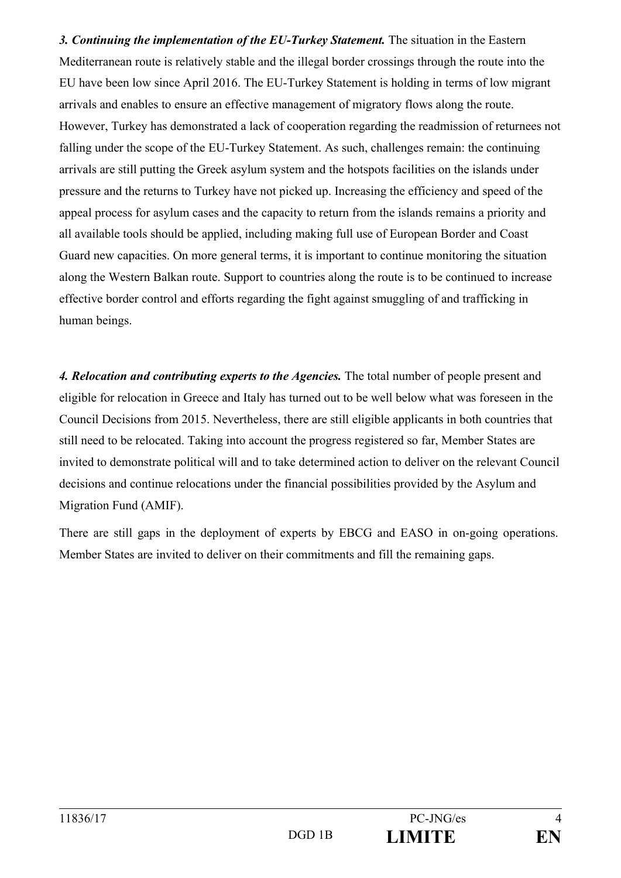***3. Continuing the implementation of the EU-Turkey Statement.*** The situation in the Eastern Mediterranean route is relatively stable and the illegal border crossings through the route into the EU have been low since April 2016. The EU-Turkey Statement is holding in terms of low migrant arrivals and enables to ensure an effective management of migratory flows along the route. However, Turkey has demonstrated a lack of cooperation regarding the readmission of returnees not falling under the scope of the EU-Turkey Statement. As such, challenges remain: the continuing arrivals are still putting the Greek asylum system and the hotspots facilities on the islands under pressure and the returns to Turkey have not picked up. Increasing the efficiency and speed of the appeal process for asylum cases and the capacity to return from the islands remains a priority and all available tools should be applied, including making full use of European Border and Coast Guard new capacities. On more general terms, it is important to continue monitoring the situation along the Western Balkan route. Support to countries along the route is to be continued to increase effective border control and efforts regarding the fight against smuggling of and trafficking in human beings.

***4. Relocation and contributing experts to the Agencies.*** The total number of people present and eligible for relocation in Greece and Italy has turned out to be well below what was foreseen in the Council Decisions from 2015. Nevertheless, there are still eligible applicants in both countries that still need to be relocated. Taking into account the progress registered so far, Member States are invited to demonstrate political will and to take determined action to deliver on the relevant Council decisions and continue relocations under the financial possibilities provided by the Asylum and Migration Fund (AMIF).

There are still gaps in the deployment of experts by EBCG and EASO in on-going operations. Member States are invited to deliver on their commitments and fill the remaining gaps.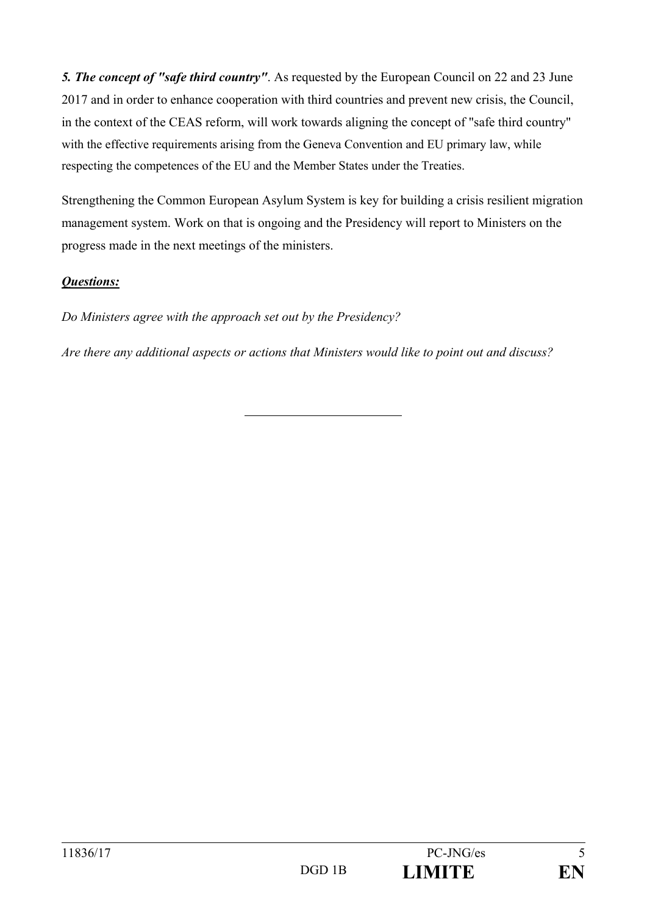***5. The concept of "safe third country"***. As requested by the European Council on 22 and 23 June 2017 and in order to enhance cooperation with third countries and prevent new crisis, the Council, in the context of the CEAS reform, will work towards aligning the concept of "safe third country" with the effective requirements arising from the Geneva Convention and EU primary law, while respecting the competences of the EU and the Member States under the Treaties.

Strengthening the Common European Asylum System is key for building a crisis resilient migration management system. Work on that is ongoing and the Presidency will report to Ministers on the progress made in the next meetings of the ministers.

***Questions:***

*Do Ministers agree with the approach set out by the Presidency?*

*Are there any additional aspects or actions that Ministers would like to point out and discuss?*